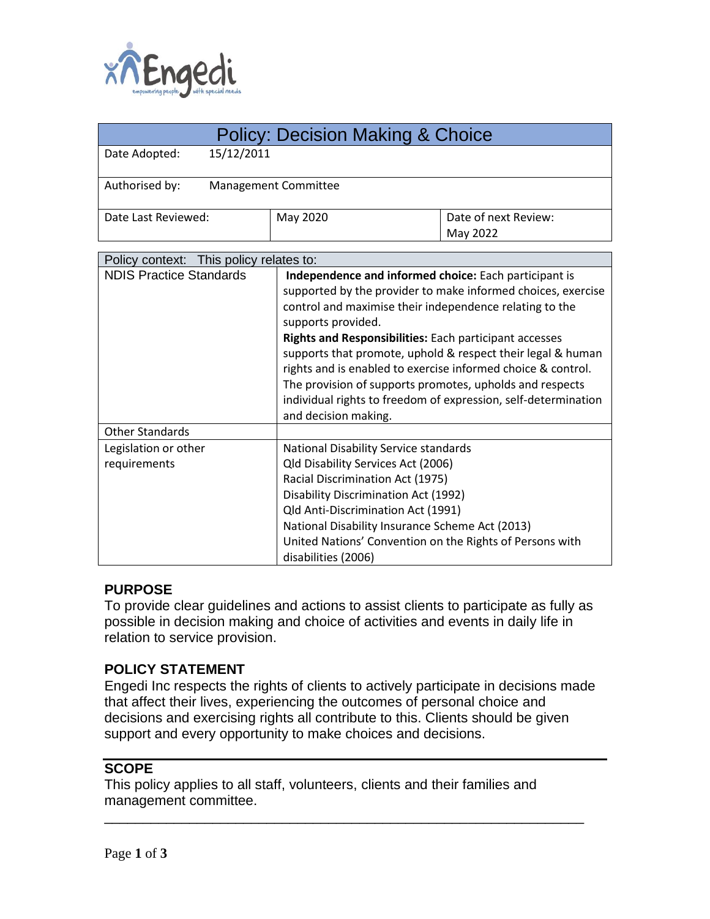Engedi
empowering people with special needs

# Policy: Decision Making & Choice

| Date Adopted: 15/12/2011 | | |
|---|---|---|
| Authorised by: Management Committee | | |
| Date Last Reviewed: | May 2020 | Date of next Review: May 2022 |

| Policy context: This policy relates to: | |
|---|---|
| NDIS Practice Standards | **Independence and informed choice:** Each participant is supported by the provider to make informed choices, exercise control and maximise their independence relating to the supports provided.<br>**Rights and Responsibilities:** Each participant accesses supports that promote, uphold & respect their legal & human rights and is enabled to exercise informed choice & control. The provision of supports promotes, upholds and respects individual rights to freedom of expression, self-determination and decision making. |
| Other Standards | |
| Legislation or other requirements | National Disability Service standards<br>Qld Disability Services Act (2006)<br>Racial Discrimination Act (1975)<br>Disability Discrimination Act (1992)<br>Qld Anti-Discrimination Act (1991)<br>National Disability Insurance Scheme Act (2013)<br>United Nations' Convention on the Rights of Persons with disabilities (2006) |

## PURPOSE

To provide clear guidelines and actions to assist clients to participate as fully as possible in decision making and choice of activities and events in daily life in relation to service provision.

## POLICY STATEMENT

Engedi Inc respects the rights of clients to actively participate in decisions made that affect their lives, experiencing the outcomes of personal choice and decisions and exercising rights all contribute to this. Clients should be given support and every opportunity to make choices and decisions.

## SCOPE

This policy applies to all staff, volunteers, clients and their families and management committee.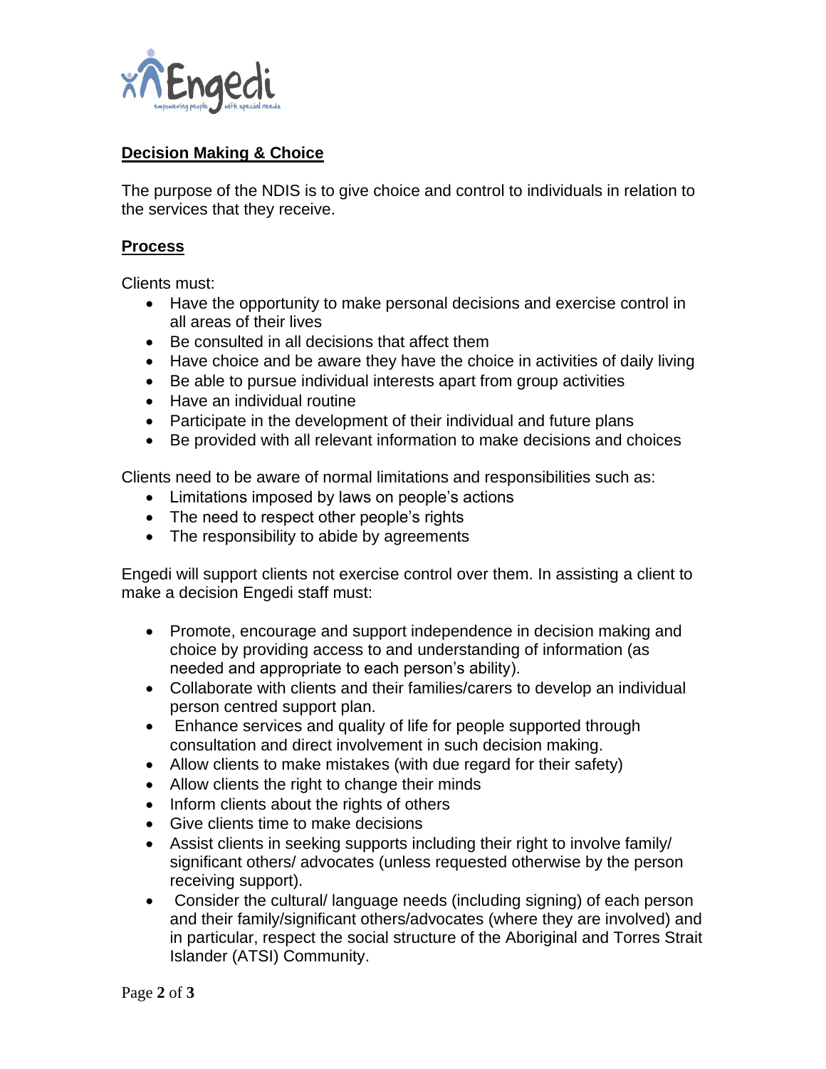## Decision Making & Choice

The purpose of the NDIS is to give choice and control to individuals in relation to the services that they receive.

## Process

Clients must:

- Have the opportunity to make personal decisions and exercise control in all areas of their lives
- Be consulted in all decisions that affect them
- Have choice and be aware they have the choice in activities of daily living
- Be able to pursue individual interests apart from group activities
- Have an individual routine
- Participate in the development of their individual and future plans
- Be provided with all relevant information to make decisions and choices

Clients need to be aware of normal limitations and responsibilities such as:

- Limitations imposed by laws on people's actions
- The need to respect other people's rights
- The responsibility to abide by agreements

Engedi will support clients not exercise control over them. In assisting a client to make a decision Engedi staff must:

- Promote, encourage and support independence in decision making and choice by providing access to and understanding of information (as needed and appropriate to each person's ability).
- Collaborate with clients and their families/carers to develop an individual person centred support plan.
- Enhance services and quality of life for people supported through consultation and direct involvement in such decision making.
- Allow clients to make mistakes (with due regard for their safety)
- Allow clients the right to change their minds
- Inform clients about the rights of others
- Give clients time to make decisions
- Assist clients in seeking supports including their right to involve family/ significant others/ advocates (unless requested otherwise by the person receiving support).
- Consider the cultural/ language needs (including signing) of each person and their family/significant others/advocates (where they are involved) and in particular, respect the social structure of the Aboriginal and Torres Strait Islander (ATSI) Community.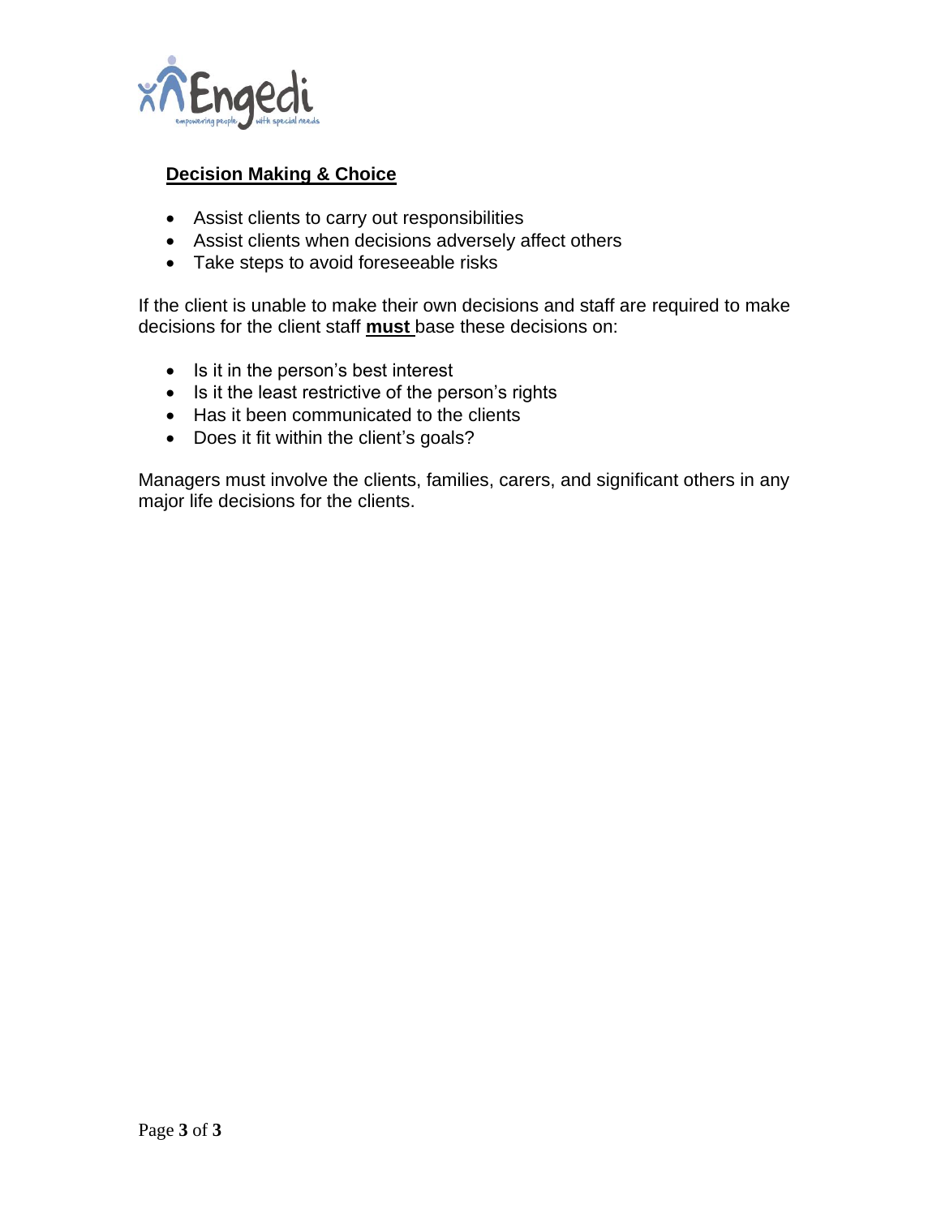## Decision Making & Choice

- Assist clients to carry out responsibilities
- Assist clients when decisions adversely affect others
- Take steps to avoid foreseeable risks

If the client is unable to make their own decisions and staff are required to make decisions for the client staff **must** base these decisions on:

- Is it in the person's best interest
- Is it the least restrictive of the person's rights
- Has it been communicated to the clients
- Does it fit within the client's goals?

Managers must involve the clients, families, carers, and significant others in any major life decisions for the clients.